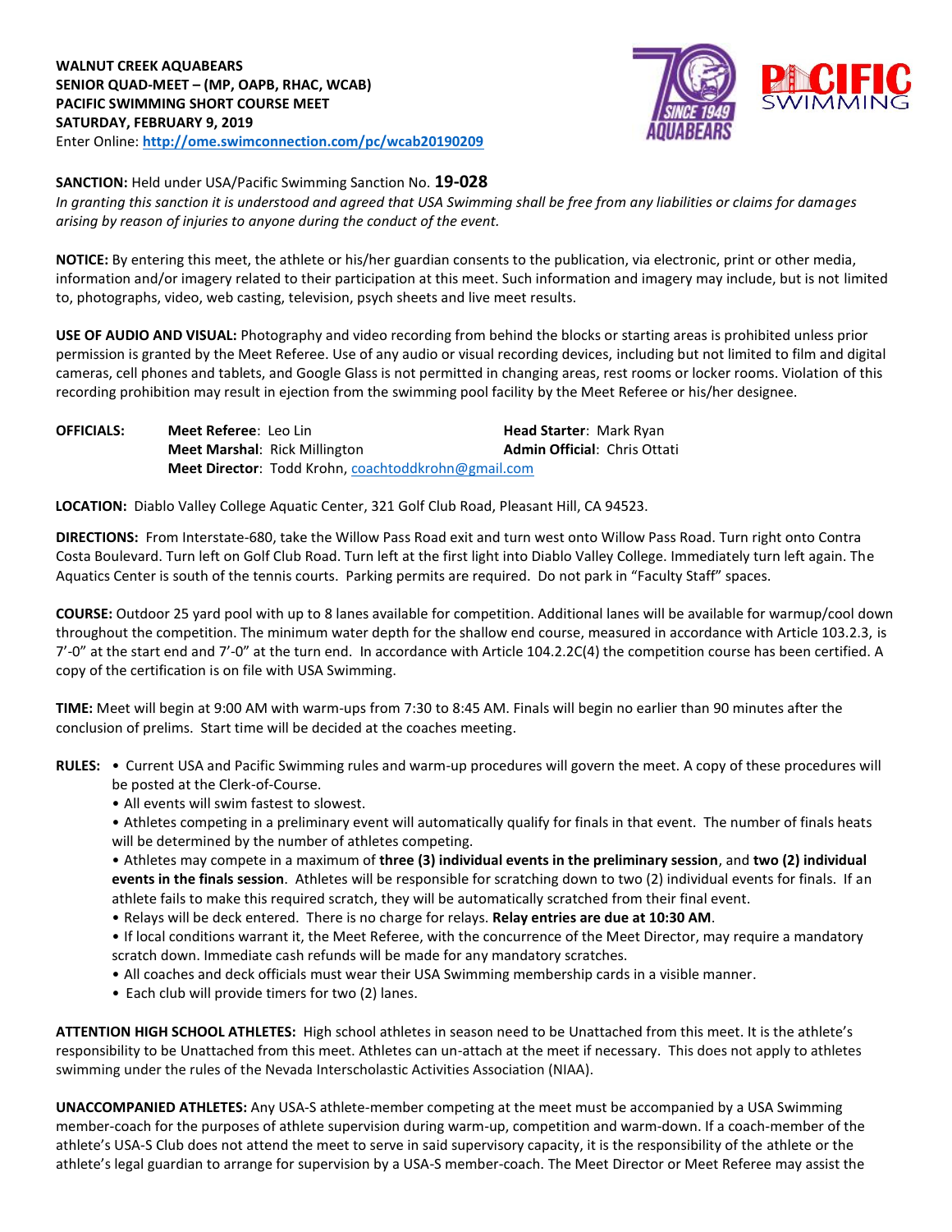**WALNUT CREEK AQUABEARS**
**SENIOR QUAD-MEET – (MP, OAPB, RHAC, WCAB)**
**PACIFIC SWIMMING SHORT COURSE MEET**
**SATURDAY, FEBRUARY 9, 2019**
Enter Online: **http://ome.swimconnection.com/pc/wcab20190209**

**SANCTION:** Held under USA/Pacific Swimming Sanction No. **19-028**
*In granting this sanction it is understood and agreed that USA Swimming shall be free from any liabilities or claims for damages arising by reason of injuries to anyone during the conduct of the event.*

**NOTICE:** By entering this meet, the athlete or his/her guardian consents to the publication, via electronic, print or other media, information and/or imagery related to their participation at this meet. Such information and imagery may include, but is not limited to, photographs, video, web casting, television, psych sheets and live meet results.

**USE OF AUDIO AND VISUAL:** Photography and video recording from behind the blocks or starting areas is prohibited unless prior permission is granted by the Meet Referee. Use of any audio or visual recording devices, including but not limited to film and digital cameras, cell phones and tablets, and Google Glass is not permitted in changing areas, rest rooms or locker rooms. Violation of this recording prohibition may result in ejection from the swimming pool facility by the Meet Referee or his/her designee.

**OFFICIALS:**
**Meet Referee**: Leo Lin
**Head Starter**: Mark Ryan
**Meet Marshal**: Rick Millington
**Admin Official**: Chris Ottati
**Meet Director**: Todd Krohn, coachtoddkrohn@gmail.com

**LOCATION:** Diablo Valley College Aquatic Center, 321 Golf Club Road, Pleasant Hill, CA 94523.

**DIRECTIONS:** From Interstate-680, take the Willow Pass Road exit and turn west onto Willow Pass Road. Turn right onto Contra Costa Boulevard. Turn left on Golf Club Road. Turn left at the first light into Diablo Valley College. Immediately turn left again. The Aquatics Center is south of the tennis courts. Parking permits are required. Do not park in "Faculty Staff" spaces.

**COURSE:** Outdoor 25 yard pool with up to 8 lanes available for competition. Additional lanes will be available for warmup/cool down throughout the competition. The minimum water depth for the shallow end course, measured in accordance with Article 103.2.3, is 7'-0" at the start end and 7'-0" at the turn end. In accordance with Article 104.2.2C(4) the competition course has been certified. A copy of the certification is on file with USA Swimming.

**TIME:** Meet will begin at 9:00 AM with warm-ups from 7:30 to 8:45 AM. Finals will begin no earlier than 90 minutes after the conclusion of prelims. Start time will be decided at the coaches meeting.

**RULES:**
- Current USA and Pacific Swimming rules and warm-up procedures will govern the meet. A copy of these procedures will be posted at the Clerk-of-Course.
- All events will swim fastest to slowest.
- Athletes competing in a preliminary event will automatically qualify for finals in that event. The number of finals heats will be determined by the number of athletes competing.
- Athletes may compete in a maximum of **three (3) individual events in the preliminary session**, and **two (2) individual events in the finals session**. Athletes will be responsible for scratching down to two (2) individual events for finals. If an athlete fails to make this required scratch, they will be automatically scratched from their final event.
- Relays will be deck entered. There is no charge for relays. **Relay entries are due at 10:30 AM**.
- If local conditions warrant it, the Meet Referee, with the concurrence of the Meet Director, may require a mandatory scratch down. Immediate cash refunds will be made for any mandatory scratches.
- All coaches and deck officials must wear their USA Swimming membership cards in a visible manner.
- Each club will provide timers for two (2) lanes.

**ATTENTION HIGH SCHOOL ATHLETES:** High school athletes in season need to be Unattached from this meet. It is the athlete's responsibility to be Unattached from this meet. Athletes can un-attach at the meet if necessary. This does not apply to athletes swimming under the rules of the Nevada Interscholastic Activities Association (NIAA).

**UNACCOMPANIED ATHLETES:** Any USA-S athlete-member competing at the meet must be accompanied by a USA Swimming member-coach for the purposes of athlete supervision during warm-up, competition and warm-down. If a coach-member of the athlete's USA-S Club does not attend the meet to serve in said supervisory capacity, it is the responsibility of the athlete or the athlete's legal guardian to arrange for supervision by a USA-S member-coach. The Meet Director or Meet Referee may assist the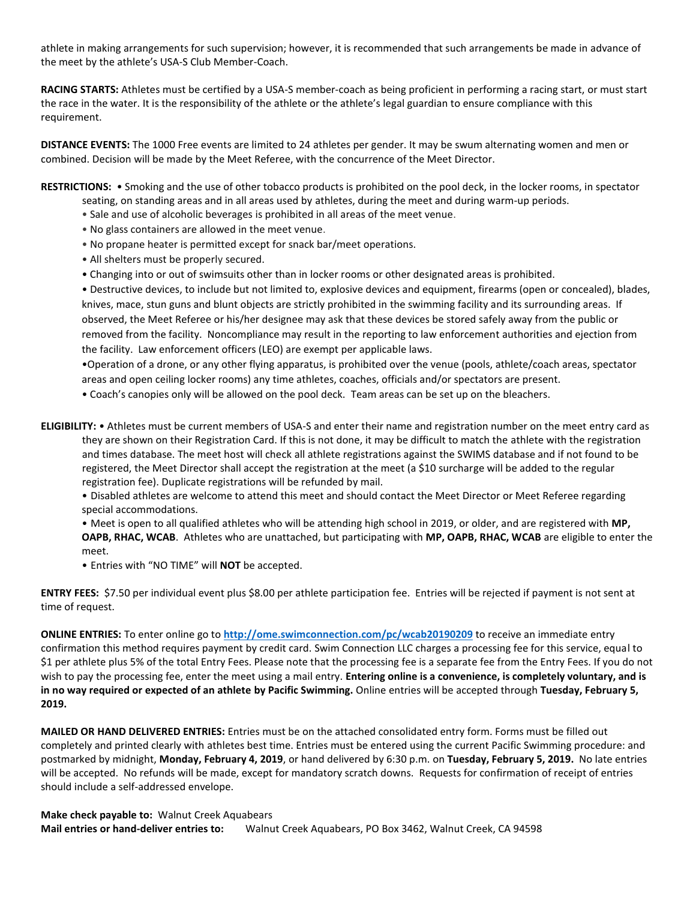athlete in making arrangements for such supervision; however, it is recommended that such arrangements be made in advance of the meet by the athlete's USA-S Club Member-Coach.

**RACING STARTS:** Athletes must be certified by a USA-S member-coach as being proficient in performing a racing start, or must start the race in the water. It is the responsibility of the athlete or the athlete's legal guardian to ensure compliance with this requirement.

**DISTANCE EVENTS:** The 1000 Free events are limited to 24 athletes per gender. It may be swum alternating women and men or combined. Decision will be made by the Meet Referee, with the concurrence of the Meet Director.

**RESTRICTIONS:**
- Smoking and the use of other tobacco products is prohibited on the pool deck, in the locker rooms, in spectator seating, on standing areas and in all areas used by athletes, during the meet and during warm-up periods.
- Sale and use of alcoholic beverages is prohibited in all areas of the meet venue.
- No glass containers are allowed in the meet venue.
- No propane heater is permitted except for snack bar/meet operations.
- All shelters must be properly secured.
- Changing into or out of swimsuits other than in locker rooms or other designated areas is prohibited.
- Destructive devices, to include but not limited to, explosive devices and equipment, firearms (open or concealed), blades, knives, mace, stun guns and blunt objects are strictly prohibited in the swimming facility and its surrounding areas. If observed, the Meet Referee or his/her designee may ask that these devices be stored safely away from the public or removed from the facility. Noncompliance may result in the reporting to law enforcement authorities and ejection from the facility. Law enforcement officers (LEO) are exempt per applicable laws.
- Operation of a drone, or any other flying apparatus, is prohibited over the venue (pools, athlete/coach areas, spectator areas and open ceiling locker rooms) any time athletes, coaches, officials and/or spectators are present.
- Coach's canopies only will be allowed on the pool deck. Team areas can be set up on the bleachers.

**ELIGIBILITY:**
- Athletes must be current members of USA-S and enter their name and registration number on the meet entry card as they are shown on their Registration Card. If this is not done, it may be difficult to match the athlete with the registration and times database. The meet host will check all athlete registrations against the SWIMS database and if not found to be registered, the Meet Director shall accept the registration at the meet (a $10 surcharge will be added to the regular registration fee). Duplicate registrations will be refunded by mail.
- Disabled athletes are welcome to attend this meet and should contact the Meet Director or Meet Referee regarding special accommodations.
- Meet is open to all qualified athletes who will be attending high school in 2019, or older, and are registered with **MP, OAPB, RHAC, WCAB**. Athletes who are unattached, but participating with **MP, OAPB, RHAC, WCAB** are eligible to enter the meet.
- Entries with "NO TIME" will **NOT** be accepted.

**ENTRY FEES:** $7.50 per individual event plus $8.00 per athlete participation fee. Entries will be rejected if payment is not sent at time of request.

**ONLINE ENTRIES:** To enter online go to **http://ome.swimconnection.com/pc/wcab20190209** to receive an immediate entry confirmation this method requires payment by credit card. Swim Connection LLC charges a processing fee for this service, equal to $1 per athlete plus 5% of the total Entry Fees. Please note that the processing fee is a separate fee from the Entry Fees. If you do not wish to pay the processing fee, enter the meet using a mail entry. **Entering online is a convenience, is completely voluntary, and is in no way required or expected of an athlete by Pacific Swimming.** Online entries will be accepted through **Tuesday, February 5, 2019.**

**MAILED OR HAND DELIVERED ENTRIES:** Entries must be on the attached consolidated entry form. Forms must be filled out completely and printed clearly with athletes best time. Entries must be entered using the current Pacific Swimming procedure: and postmarked by midnight, **Monday, February 4, 2019**, or hand delivered by 6:30 p.m. on **Tuesday, February 5, 2019.** No late entries will be accepted. No refunds will be made, except for mandatory scratch downs. Requests for confirmation of receipt of entries should include a self-addressed envelope.

**Make check payable to:** Walnut Creek Aquabears
**Mail entries or hand-deliver entries to:** Walnut Creek Aquabears, PO Box 3462, Walnut Creek, CA 94598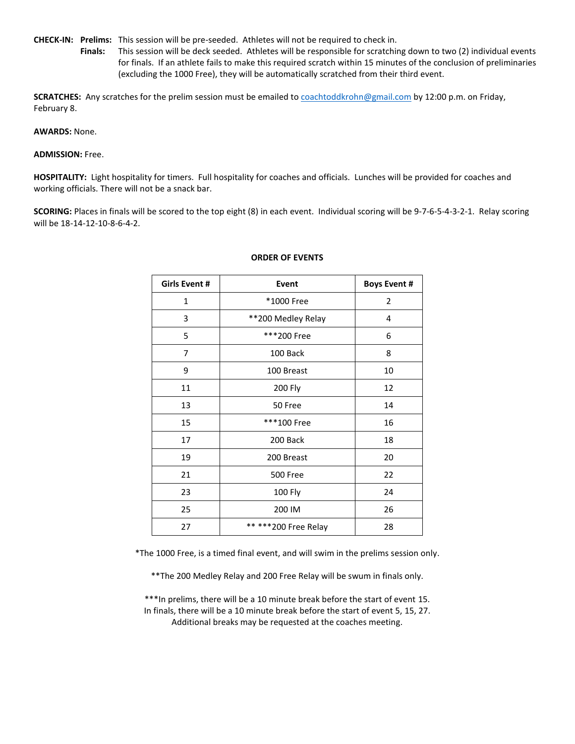**CHECK-IN:** **Prelims:** This session will be pre-seeded. Athletes will not be required to check in.

**Finals:** This session will be deck seeded. Athletes will be responsible for scratching down to two (2) individual events for finals. If an athlete fails to make this required scratch within 15 minutes of the conclusion of preliminaries (excluding the 1000 Free), they will be automatically scratched from their third event.

**SCRATCHES:** Any scratches for the prelim session must be emailed to coachtoddkrohn@gmail.com by 12:00 p.m. on Friday, February 8.

**AWARDS:** None.

**ADMISSION:** Free.

**HOSPITALITY:** Light hospitality for timers. Full hospitality for coaches and officials. Lunches will be provided for coaches and working officials. There will not be a snack bar.

**SCORING:** Places in finals will be scored to the top eight (8) in each event. Individual scoring will be 9-7-6-5-4-3-2-1. Relay scoring will be 18-14-12-10-8-6-4-2.

**ORDER OF EVENTS**

| Girls Event # | Event | Boys Event # |
|---|---|---|
| 1 | *1000 Free | 2 |
| 3 | **200 Medley Relay | 4 |
| 5 | ***200 Free | 6 |
| 7 | 100 Back | 8 |
| 9 | 100 Breast | 10 |
| 11 | 200 Fly | 12 |
| 13 | 50 Free | 14 |
| 15 | ***100 Free | 16 |
| 17 | 200 Back | 18 |
| 19 | 200 Breast | 20 |
| 21 | 500 Free | 22 |
| 23 | 100 Fly | 24 |
| 25 | 200 IM | 26 |
| 27 | ** ***200 Free Relay | 28 |

*The 1000 Free, is a timed final event, and will swim in the prelims session only.

**The 200 Medley Relay and 200 Free Relay will be swum in finals only.

***In prelims, there will be a 10 minute break before the start of event 15.
In finals, there will be a 10 minute break before the start of event 5, 15, 27.
Additional breaks may be requested at the coaches meeting.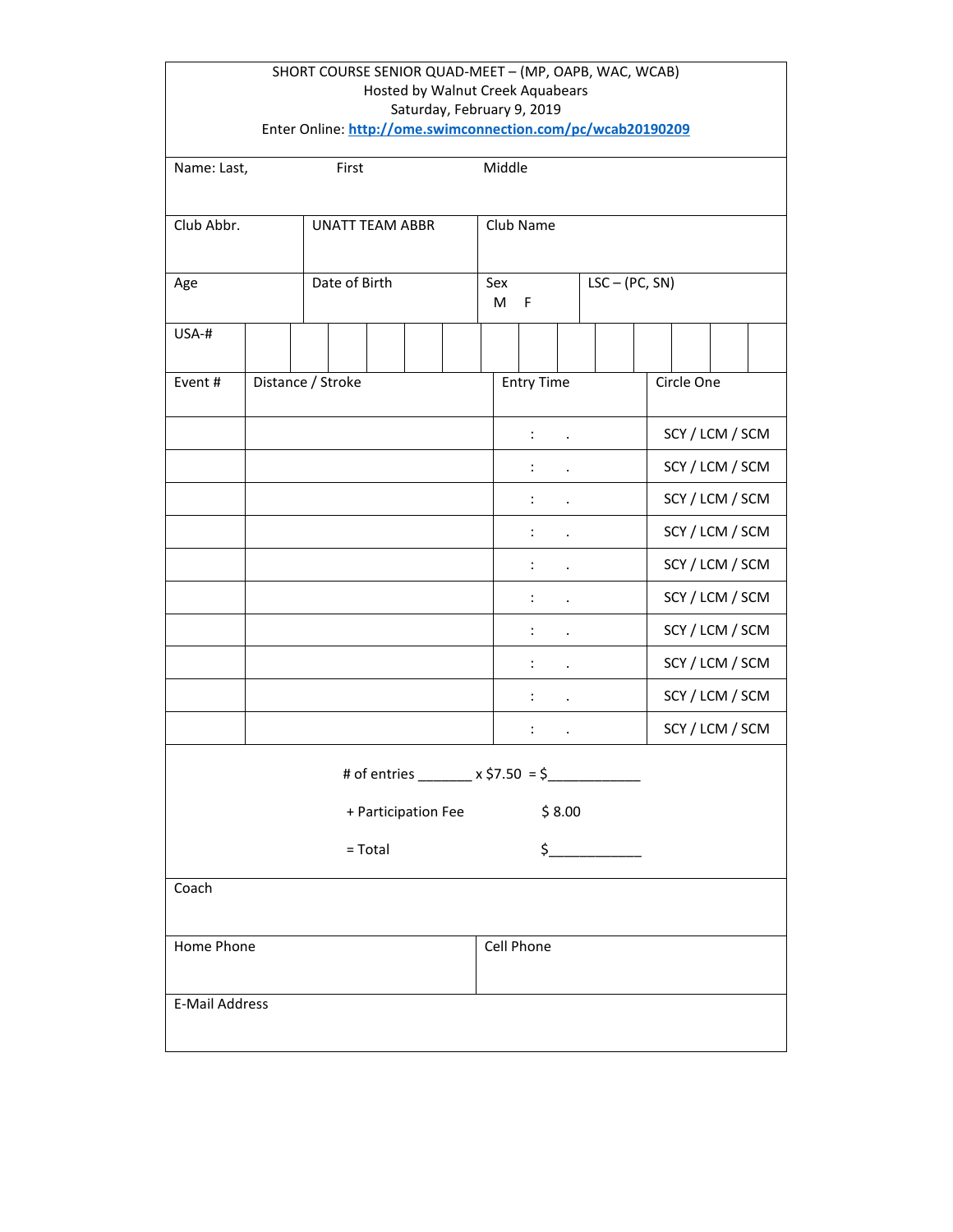SHORT COURSE SENIOR QUAD-MEET – (MP, OAPB, WAC, WCAB)
Hosted by Walnut Creek Aquabears
Saturday, February 9, 2019
Enter Online: **http://ome.swimconnection.com/pc/wcab20190209**

| Name: Last, | First | Middle | |
|---|---|---|---|
| Club Abbr. | UNATT TEAM ABBR | Club Name | |
| Age | Date of Birth | Sex M F | LSC – (PC, SN) |
| USA-# | | | |

| Event # | Distance / Stroke | Entry Time | Circle One |
|---|---|---|---|
| | | : . | SCY / LCM / SCM |
| | | : . | SCY / LCM / SCM |
| | | : . | SCY / LCM / SCM |
| | | : . | SCY / LCM / SCM |
| | | : . | SCY / LCM / SCM |
| | | : . | SCY / LCM / SCM |
| | | : . | SCY / LCM / SCM |
| | | : . | SCY / LCM / SCM |
| | | : . | SCY / LCM / SCM |
| | | : . | SCY / LCM / SCM |

# of entries _______ x $7.50 = $____________

+ Participation Fee $ 8.00

= Total $____________

| Coach | |
|---|---|
| Home Phone | Cell Phone |
| E-Mail Address | |